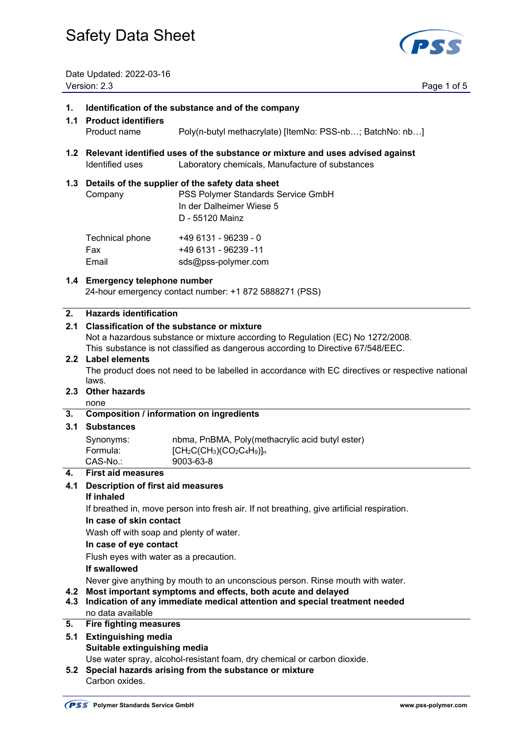# Safety Data Sheet

Date Updated: 2022-03-16
Version: 2.3

## 1. Identification of the substance and of the company

### 1.1 Product identifiers

Product name: Poly(n-butyl methacrylate) [ItemNo: PSS-nb…; BatchNo: nb…]

### 1.2 Relevant identified uses of the substance or mixture and uses advised against

Identified uses: Laboratory chemicals, Manufacture of substances

### 1.3 Details of the supplier of the safety data sheet

Company: PSS Polymer Standards Service GmbH
In der Dalheimer Wiese 5
D - 55120 Mainz

Technical phone: +49 6131 - 96239 - 0
Fax: +49 6131 - 96239 -11
Email: sds@pss-polymer.com

### 1.4 Emergency telephone number

24-hour emergency contact number: +1 872 5888271 (PSS)

## 2. Hazards identification

### 2.1 Classification of the substance or mixture

Not a hazardous substance or mixture according to Regulation (EC) No 1272/2008.
This substance is not classified as dangerous according to Directive 67/548/EEC.

### 2.2 Label elements

The product does not need to be labelled in accordance with EC directives or respective national laws.

### 2.3 Other hazards

none

## 3. Composition / information on ingredients

### 3.1 Substances

Synonyms: nbma, PnBMA, Poly(methacrylic acid butyl ester)
Formula: $[CH_2C(CH_3)(CO_2C_4H_9)]_n$
CAS-No.: 9003-63-8

## 4. First aid measures

### 4.1 Description of first aid measures

**If inhaled**

If breathed in, move person into fresh air. If not breathing, give artificial respiration.

**In case of skin contact**

Wash off with soap and plenty of water.

**In case of eye contact**

Flush eyes with water as a precaution.

**If swallowed**

Never give anything by mouth to an unconscious person. Rinse mouth with water.

### 4.2 Most important symptoms and effects, both acute and delayed

### 4.3 Indication of any immediate medical attention and special treatment needed

no data available

## 5. Fire fighting measures

### 5.1 Extinguishing media

**Suitable extinguishing media**

Use water spray, alcohol-resistant foam, dry chemical or carbon dioxide.

### 5.2 Special hazards arising from the substance or mixture

Carbon oxides.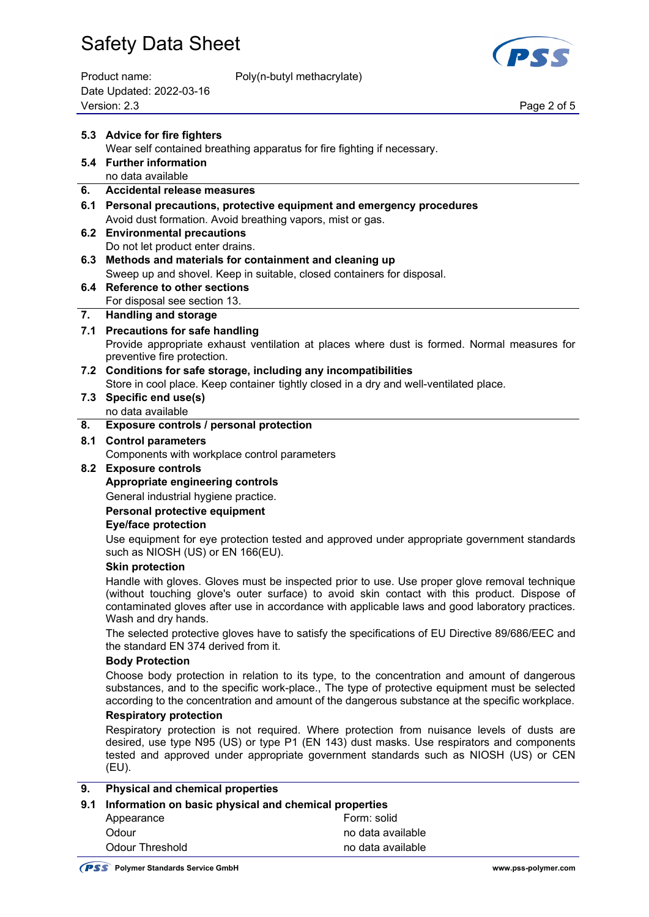**5.3 Advice for fire fighters**

Wear self contained breathing apparatus for fire fighting if necessary.

**5.4 Further information**

no data available

## 6. Accidental release measures

**6.1 Personal precautions, protective equipment and emergency procedures**

Avoid dust formation. Avoid breathing vapors, mist or gas.

**6.2 Environmental precautions**

Do not let product enter drains.

**6.3 Methods and materials for containment and cleaning up**

Sweep up and shovel. Keep in suitable, closed containers for disposal.

**6.4 Reference to other sections**

For disposal see section 13.

## 7. Handling and storage

**7.1 Precautions for safe handling**

Provide appropriate exhaust ventilation at places where dust is formed. Normal measures for preventive fire protection.

**7.2 Conditions for safe storage, including any incompatibilities**

Store in cool place. Keep container tightly closed in a dry and well-ventilated place.

**7.3 Specific end use(s)**

no data available

## 8. Exposure controls / personal protection

**8.1 Control parameters**

Components with workplace control parameters

**8.2 Exposure controls**

**Appropriate engineering controls**

General industrial hygiene practice.

**Personal protective equipment**

**Eye/face protection**

Use equipment for eye protection tested and approved under appropriate government standards such as NIOSH (US) or EN 166(EU).

**Skin protection**

Handle with gloves. Gloves must be inspected prior to use. Use proper glove removal technique (without touching glove's outer surface) to avoid skin contact with this product. Dispose of contaminated gloves after use in accordance with applicable laws and good laboratory practices. Wash and dry hands.

The selected protective gloves have to satisfy the specifications of EU Directive 89/686/EEC and the standard EN 374 derived from it.

**Body Protection**

Choose body protection in relation to its type, to the concentration and amount of dangerous substances, and to the specific work-place., The type of protective equipment must be selected according to the concentration and amount of the dangerous substance at the specific workplace.

**Respiratory protection**

Respiratory protection is not required. Where protection from nuisance levels of dusts are desired, use type N95 (US) or type P1 (EN 143) dust masks. Use respirators and components tested and approved under appropriate government standards such as NIOSH (US) or CEN (EU).

## 9. Physical and chemical properties

**9.1 Information on basic physical and chemical properties**

| | |
|---|---|
| Appearance | Form: solid |
| Odour | no data available |
| Odour Threshold | no data available |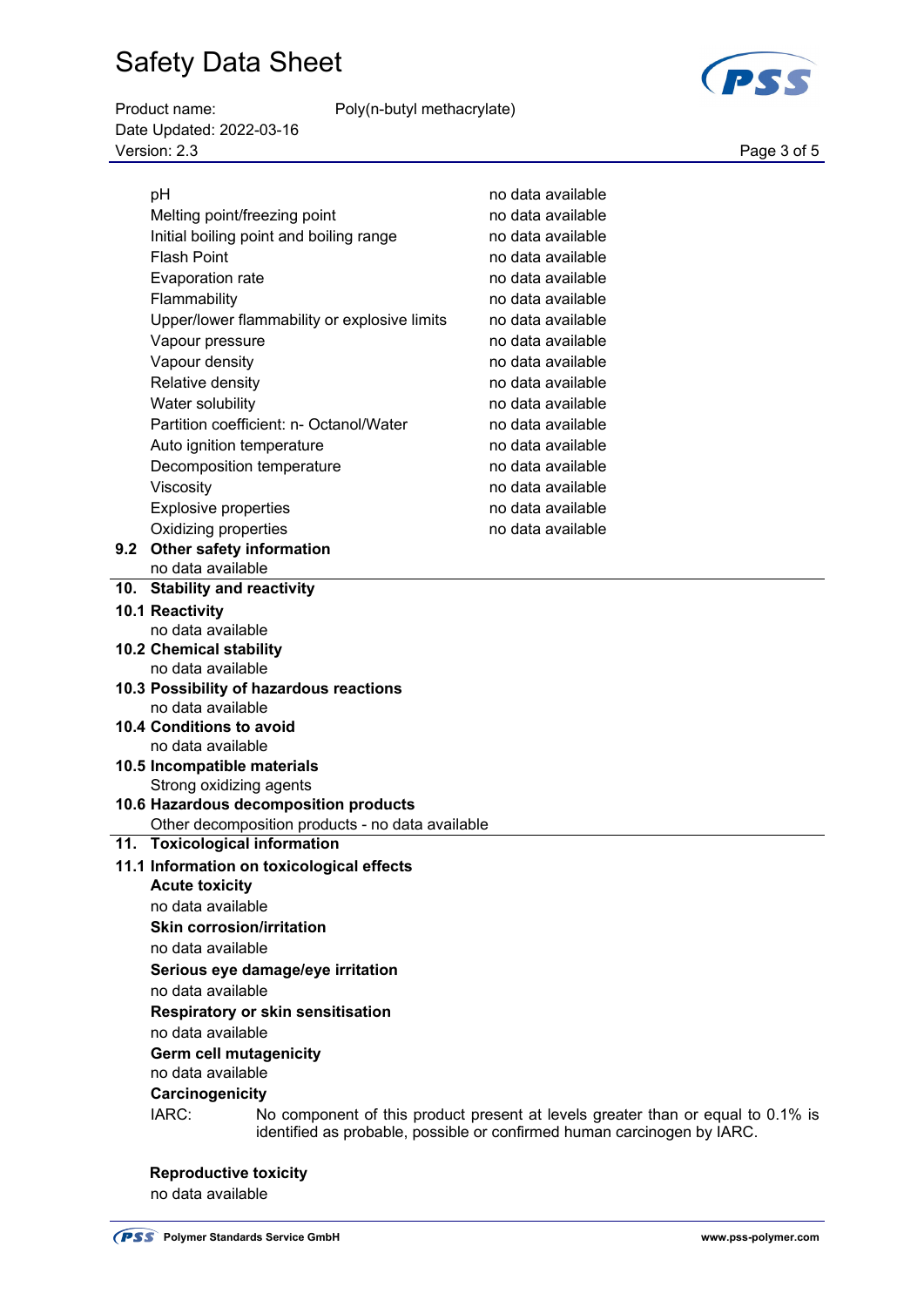| | |
|---|---|
| pH | no data available |
| Melting point/freezing point | no data available |
| Initial boiling point and boiling range | no data available |
| Flash Point | no data available |
| Evaporation rate | no data available |
| Flammability | no data available |
| Upper/lower flammability or explosive limits | no data available |
| Vapour pressure | no data available |
| Vapour density | no data available |
| Relative density | no data available |
| Water solubility | no data available |
| Partition coefficient: n- Octanol/Water | no data available |
| Auto ignition temperature | no data available |
| Decomposition temperature | no data available |
| Viscosity | no data available |
| Explosive properties | no data available |
| Oxidizing properties | no data available |

### 9.2 Other safety information

no data available

## 10. Stability and reactivity

### 10.1 Reactivity

no data available

### 10.2 Chemical stability

no data available

### 10.3 Possibility of hazardous reactions

no data available

### 10.4 Conditions to avoid

no data available

### 10.5 Incompatible materials

Strong oxidizing agents

### 10.6 Hazardous decomposition products

Other decomposition products - no data available

## 11. Toxicological information

### 11.1 Information on toxicological effects

**Acute toxicity**

no data available

**Skin corrosion/irritation**

no data available

**Serious eye damage/eye irritation**

no data available

**Respiratory or skin sensitisation**

no data available

**Germ cell mutagenicity**

no data available

**Carcinogenicity**

IARC: No component of this product present at levels greater than or equal to 0.1% is identified as probable, possible or confirmed human carcinogen by IARC.

**Reproductive toxicity**

no data available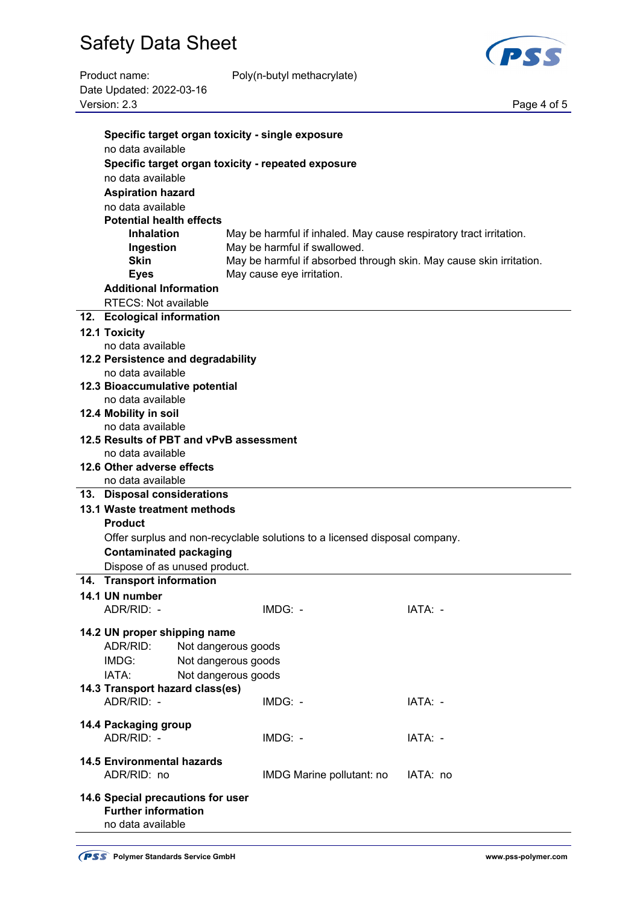**Specific target organ toxicity - single exposure**

no data available

**Specific target organ toxicity - repeated exposure**

no data available

**Aspiration hazard**

no data available

**Potential health effects**

| | |
|---|---|
| **Inhalation** | May be harmful if inhaled. May cause respiratory tract irritation. |
| **Ingestion** | May be harmful if swallowed. |
| **Skin** | May be harmful if absorbed through skin. May cause skin irritation. |
| **Eyes** | May cause eye irritation. |

**Additional Information**

RTECS: Not available

## 12. Ecological information

### 12.1 Toxicity

no data available

### 12.2 Persistence and degradability

no data available

### 12.3 Bioaccumulative potential

no data available

### 12.4 Mobility in soil

no data available

### 12.5 Results of PBT and vPvB assessment

no data available

### 12.6 Other adverse effects

no data available

## 13. Disposal considerations

### 13.1 Waste treatment methods

**Product**

Offer surplus and non-recyclable solutions to a licensed disposal company.

**Contaminated packaging**

Dispose of as unused product.

## 14. Transport information

### 14.1 UN number

| ADR/RID: - | IMDG: - | IATA: - |
|---|---|---|

### 14.2 UN proper shipping name

| | |
|---|---|
| ADR/RID: | Not dangerous goods |
| IMDG: | Not dangerous goods |
| IATA: | Not dangerous goods |

### 14.3 Transport hazard class(es)

| ADR/RID: - | IMDG: - | IATA: - |
|---|---|---|

### 14.4 Packaging group

| ADR/RID: - | IMDG: - | IATA: - |
|---|---|---|

### 14.5 Environmental hazards

| ADR/RID: no | IMDG Marine pollutant: no | IATA: no |
|---|---|---|

### 14.6 Special precautions for user

**Further information**

no data available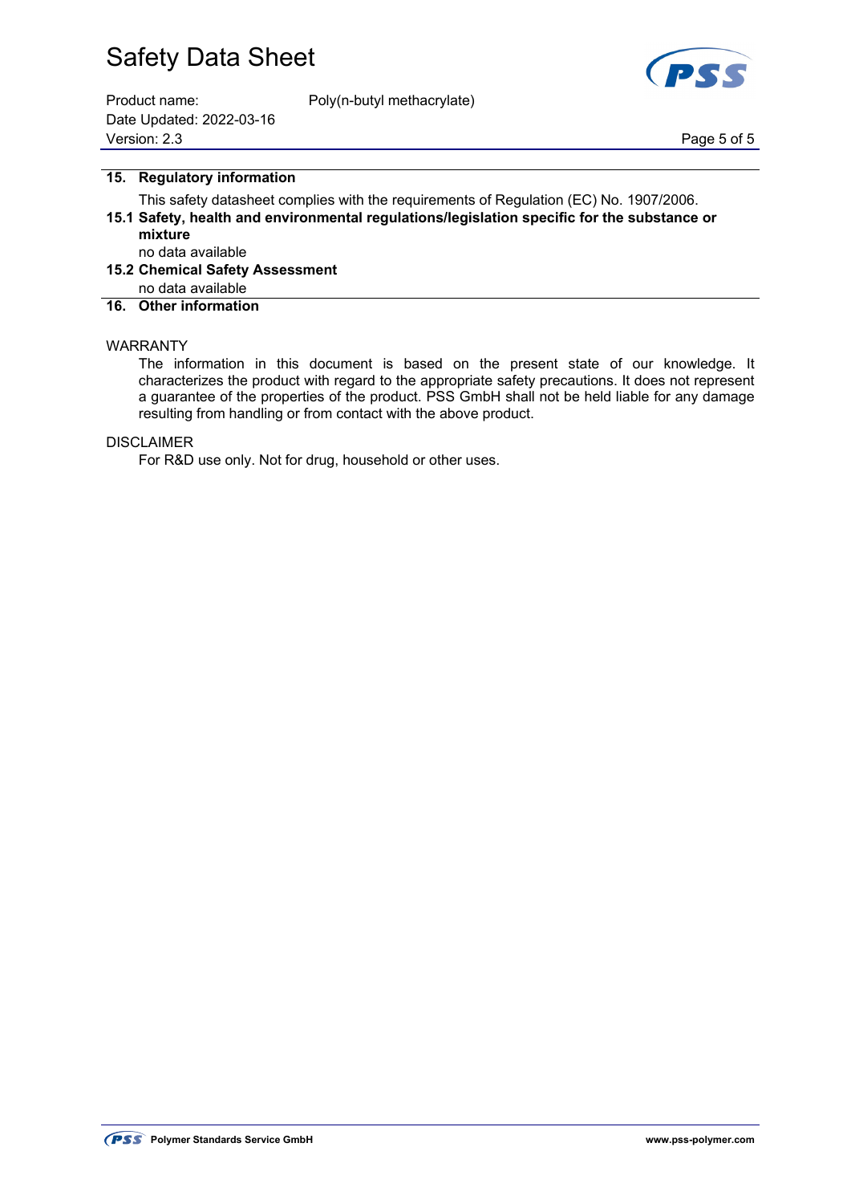## 15. Regulatory information

This safety datasheet complies with the requirements of Regulation (EC) No. 1907/2006.

### 15.1 Safety, health and environmental regulations/legislation specific for the substance or mixture

no data available

### 15.2 Chemical Safety Assessment

no data available

## 16. Other information

WARRANTY

The information in this document is based on the present state of our knowledge. It characterizes the product with regard to the appropriate safety precautions. It does not represent a guarantee of the properties of the product. PSS GmbH shall not be held liable for any damage resulting from handling or from contact with the above product.

DISCLAIMER

For R&D use only. Not for drug, household or other uses.